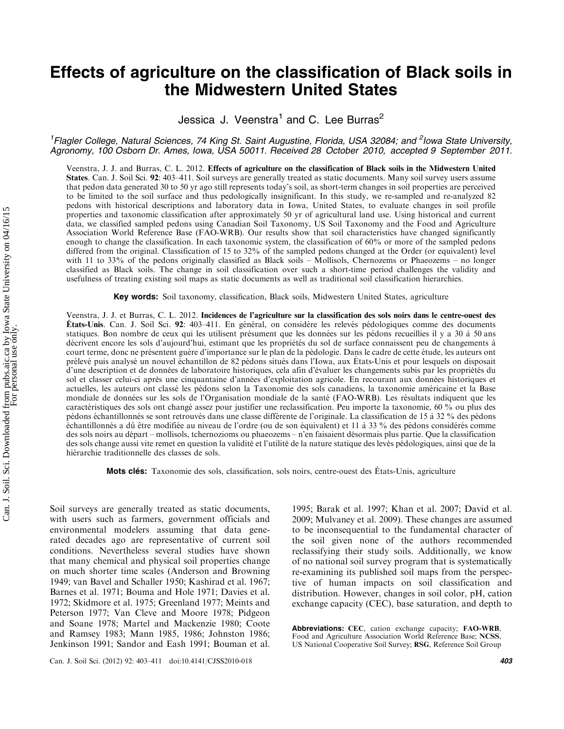# Effects of agriculture on the classification of Black soils in the Midwestern United States

Jessica J. Veenstra[1] and C. Lee Burras[2]

[1]*Flagler College, Natural Sciences, 74 King St. Saint Augustine, Florida, USA 32084; and* [2]*Iowa State University, Agronomy, 100 Osborn Dr. Ames, Iowa, USA 50011. Received 28 October 2010, accepted 9 September 2011.*

Veenstra, J. J. and Burras, C. L. 2012. **Effects of agriculture on the classification of Black soils in the Midwestern United States**. Can. J. Soil Sci. **92**: 403–411. Soil surveys are generally treated as static documents. Many soil survey users assume that pedon data generated 30 to 50 yr ago still represents today's soil, as short-term changes in soil properties are perceived to be limited to the soil surface and thus pedologically insignificant. In this study, we re-sampled and re-analyzed 82 pedons with historical descriptions and laboratory data in Iowa, United States, to evaluate changes in soil profile properties and taxonomic classification after approximately 50 yr of agricultural land use. Using historical and current data, we classified sampled pedons using Canadian Soil Taxonomy, US Soil Taxonomy and the Food and Agriculture Association World Reference Base (FAO-WRB). Our results show that soil characteristics have changed significantly enough to change the classification. In each taxonomic system, the classification of 60% or more of the sampled pedons differed from the original. Classification of 15 to 32% of the sampled pedons changed at the Order (or equivalent) level with 11 to 33% of the pedons originally classified as Black soils – Mollisols, Chernozems or Phaeozems – no longer classified as Black soils. The change in soil classification over such a short-time period challenges the validity and usefulness of treating existing soil maps as static documents as well as traditional soil classification hierarchies.

**Key words:** Soil taxonomy, classification, Black soils, Midwestern United States, agriculture

Veenstra, J. J. et Burras, C. L. 2012. **Incidences de l'agriculture sur la classification des sols noirs dans le centre-ouest des États-Unis**. Can. J. Soil Sci. **92**: 403–411. En général, on considère les relevés pédologiques comme des documents statiques. Bon nombre de ceux qui les utilisent présument que les données sur les pédons recueillies il y a 30 à 50 ans décrivent encore les sols d'aujourd'hui, estimant que les propriétés du sol de surface connaissent peu de changements à court terme, donc ne présentent guère d'importance sur le plan de la pédologie. Dans le cadre de cette étude, les auteurs ont prélevé puis analysé un nouvel échantillon de 82 pédons situés dans l'Iowa, aux États-Unis et pour lesquels on disposait d'une description et de données de laboratoire historiques, cela afin d'évaluer les changements subis par les propriétés du sol et classer celui-ci après une cinquantaine d'années d'exploitation agricole. En recourant aux données historiques et actuelles, les auteurs ont classé les pédons selon la Taxonomie des sols canadiens, la taxonomie américaine et la Base mondiale de données sur les sols de l'Organisation mondiale de la santé (FAO-WRB). Les résultats indiquent que les caractéristiques des sols ont changé assez pour justifier une reclassification. Peu importe la taxonomie, 60 % ou plus des pédons échantillonnés se sont retrouvés dans une classe différente de l'originale. La classification de 15 à 32 % des pédons échantillonnés a dû être modifiée au niveau de l'ordre (ou de son équivalent) et 11 à 33 % des pédons considérés comme des sols noirs au départ – mollisols, tchernozioms ou phaeozems – n'en faisaient désormais plus partie. Que la classification des sols change aussi vite remet en question la validité et l'utilité de la nature statique des levés pédologiques, ainsi que de la hiérarchie traditionnelle des classes de sols.

**Mots clés:** Taxonomie des sols, classification, sols noirs, centre-ouest des États-Unis, agriculture

Soil surveys are generally treated as static documents, with users such as farmers, government officials and environmental modelers assuming that data generated decades ago are representative of current soil conditions. Nevertheless several studies have shown that many chemical and physical soil properties change on much shorter time scales (Anderson and Browning 1949; van Bavel and Schaller 1950; Kashirad et al. 1967; Barnes et al. 1971; Bouma and Hole 1971; Davies et al. 1972; Skidmore et al. 1975; Greenland 1977; Meints and Peterson 1977; Van Cleve and Moore 1978; Pidgeon and Soane 1978; Martel and Mackenzie 1980; Coote and Ramsey 1983; Mann 1985, 1986; Johnston 1986; Jenkinson 1991; Sandor and Eash 1991; Bouman et al. 1995; Barak et al. 1997; Khan et al. 2007; David et al. 2009; Mulvaney et al. 2009). These changes are assumed to be inconsequential to the fundamental character of the soil given none of the authors recommended reclassifying their study soils. Additionally, we know of no national soil survey program that is systematically re-examining its published soil maps from the perspective of human impacts on soil classification and distribution. However, changes in soil color, pH, cation exchange capacity (CEC), base saturation, and depth to

**Abbreviations:** **CEC**, cation exchange capacity; **FAO-WRB**, Food and Agriculture Association World Reference Base; **NCSS**, US National Cooperative Soil Survey; **RSG**, Reference Soil Group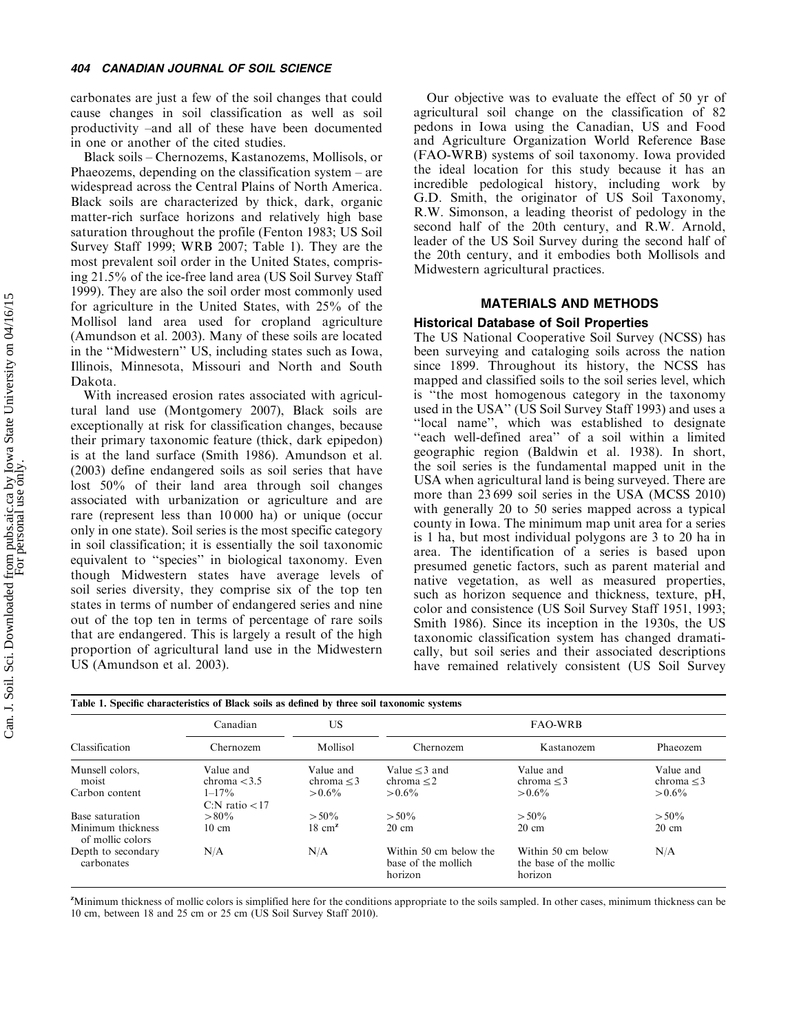carbonates are just a few of the soil changes that could cause changes in soil classification as well as soil productivity –and all of these have been documented in one or another of the cited studies.

Black soils – Chernozems, Kastanozems, Mollisols, or Phaeozems, depending on the classification system – are widespread across the Central Plains of North America. Black soils are characterized by thick, dark, organic matter-rich surface horizons and relatively high base saturation throughout the profile (Fenton 1983; US Soil Survey Staff 1999; WRB 2007; Table 1). They are the most prevalent soil order in the United States, comprising 21.5% of the ice-free land area (US Soil Survey Staff 1999). They are also the soil order most commonly used for agriculture in the United States, with 25% of the Mollisol land area used for cropland agriculture (Amundson et al. 2003). Many of these soils are located in the "Midwestern" US, including states such as Iowa, Illinois, Minnesota, Missouri and North and South Dakota.

With increased erosion rates associated with agricultural land use (Montgomery 2007), Black soils are exceptionally at risk for classification changes, because their primary taxonomic feature (thick, dark epipedon) is at the land surface (Smith 1986). Amundson et al. (2003) define endangered soils as soil series that have lost 50% of their land area through soil changes associated with urbanization or agriculture and are rare (represent less than 10 000 ha) or unique (occur only in one state). Soil series is the most specific category in soil classification; it is essentially the soil taxonomic equivalent to "species" in biological taxonomy. Even though Midwestern states have average levels of soil series diversity, they comprise six of the top ten states in terms of number of endangered series and nine out of the top ten in terms of percentage of rare soils that are endangered. This is largely a result of the high proportion of agricultural land use in the Midwestern US (Amundson et al. 2003).

Our objective was to evaluate the effect of 50 yr of agricultural soil change on the classification of 82 pedons in Iowa using the Canadian, US and Food and Agriculture Organization World Reference Base (FAO-WRB) systems of soil taxonomy. Iowa provided the ideal location for this study because it has an incredible pedological history, including work by G.D. Smith, the originator of US Soil Taxonomy, R.W. Simonson, a leading theorist of pedology in the second half of the 20th century, and R.W. Arnold, leader of the US Soil Survey during the second half of the 20th century, and it embodies both Mollisols and Midwestern agricultural practices.

## MATERIALS AND METHODS

### Historical Database of Soil Properties

The US National Cooperative Soil Survey (NCSS) has been surveying and cataloging soils across the nation since 1899. Throughout its history, the NCSS has mapped and classified soils to the soil series level, which is "the most homogenous category in the taxonomy used in the USA" (US Soil Survey Staff 1993) and uses a "local name", which was established to designate "each well-defined area" of a soil within a limited geographic region (Baldwin et al. 1938). In short, the soil series is the fundamental mapped unit in the USA when agricultural land is being surveyed. There are more than 23 699 soil series in the USA (MCSS 2010) with generally 20 to 50 series mapped across a typical county in Iowa. The minimum map unit area for a series is 1 ha, but most individual polygons are 3 to 20 ha in area. The identification of a series is based upon presumed genetic factors, such as parent material and native vegetation, as well as measured properties, such as horizon sequence and thickness, texture, pH, color and consistence (US Soil Survey Staff 1951, 1993; Smith 1986). Since its inception in the 1930s, the US taxonomic classification system has changed dramatically, but soil series and their associated descriptions have remained relatively consistent (US Soil Survey

**Table 1. Specific characteristics of Black soils as defined by three soil taxonomic systems**

| | Canadian | US | FAO-WRB | | |
|---|---|---|---|---|---|
| Classification | Chernozem | Mollisol | Chernozem | Kastanozem | Phaeozem |
| Munsell colors, moist | Value and chroma <3.5 | Value and chroma ≤3 | Value ≤3 and chroma ≤2 | Value and chroma ≤3 | Value and chroma ≤3 |
| Carbon content | 1–17% C:N ratio <17 | >0.6% | >0.6% | >0.6% | >0.6% |
| Base saturation | >80% | >50% | >50% | >50% | >50% |
| Minimum thickness of mollic colors | 10 cm | 18 cm[z] | 20 cm | 20 cm | 20 cm |
| Depth to secondary carbonates | N/A | N/A | Within 50 cm below the base of the mollich horizon | Within 50 cm below the base of the mollic horizon | N/A |

[z]Minimum thickness of mollic colors is simplified here for the conditions appropriate to the soils sampled. In other cases, minimum thickness can be 10 cm, between 18 and 25 cm or 25 cm (US Soil Survey Staff 2010).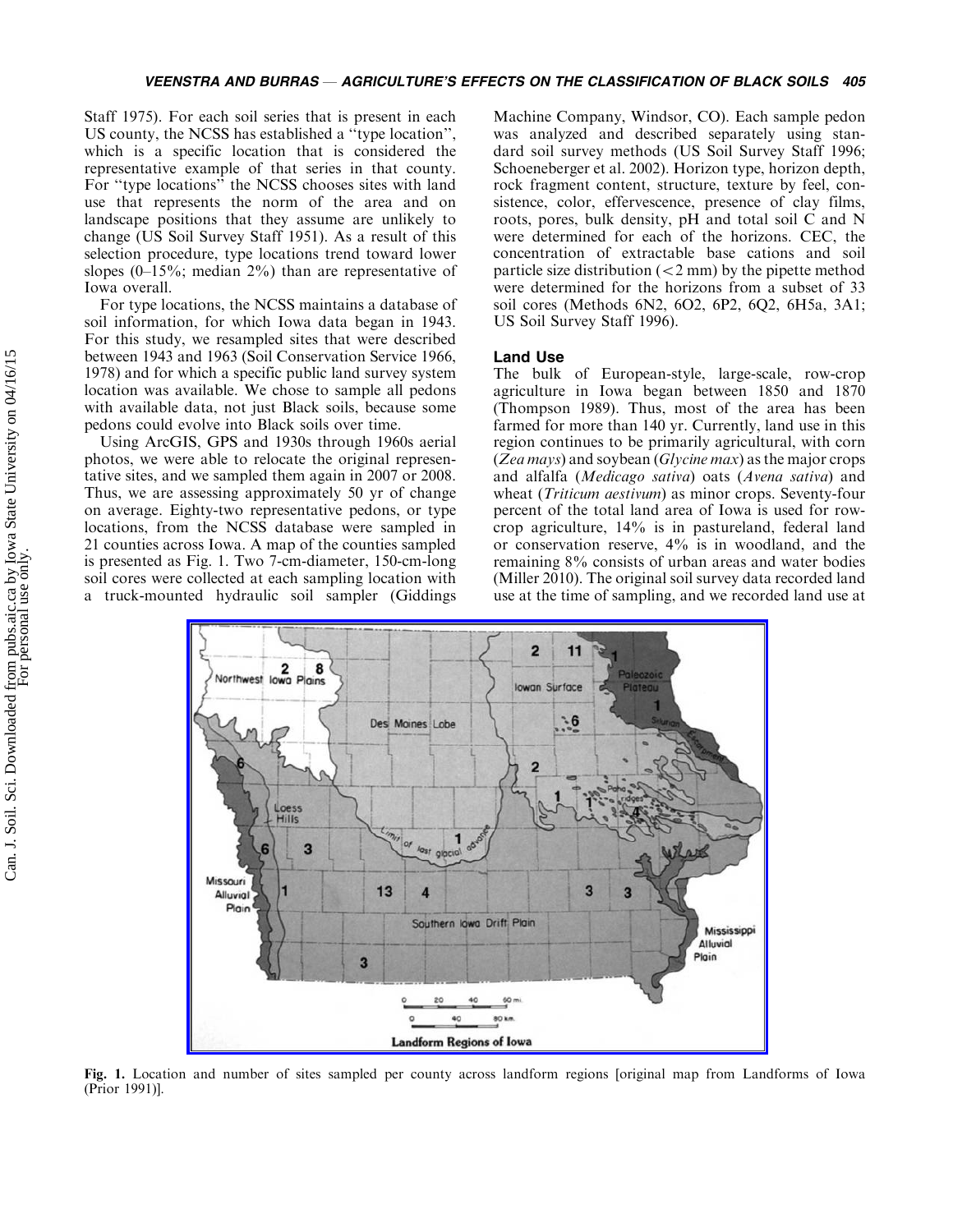Staff 1975). For each soil series that is present in each US county, the NCSS has established a "type location", which is a specific location that is considered the representative example of that series in that county. For "type locations" the NCSS chooses sites with land use that represents the norm of the area and on landscape positions that they assume are unlikely to change (US Soil Survey Staff 1951). As a result of this selection procedure, type locations trend toward lower slopes (0–15%; median 2%) than are representative of Iowa overall.

For type locations, the NCSS maintains a database of soil information, for which Iowa data began in 1943. For this study, we resampled sites that were described between 1943 and 1963 (Soil Conservation Service 1966, 1978) and for which a specific public land survey system location was available. We chose to sample all pedons with available data, not just Black soils, because some pedons could evolve into Black soils over time.

Using ArcGIS, GPS and 1930s through 1960s aerial photos, we were able to relocate the original representative sites, and we sampled them again in 2007 or 2008. Thus, we are assessing approximately 50 yr of change on average. Eighty-two representative pedons, or type locations, from the NCSS database were sampled in 21 counties across Iowa. A map of the counties sampled is presented as Fig. 1. Two 7-cm-diameter, 150-cm-long soil cores were collected at each sampling location with a truck-mounted hydraulic soil sampler (Giddings Machine Company, Windsor, CO). Each sample pedon was analyzed and described separately using standard soil survey methods (US Soil Survey Staff 1996; Schoeneberger et al. 2002). Horizon type, horizon depth, rock fragment content, structure, texture by feel, consistence, color, effervescence, presence of clay films, roots, pores, bulk density, pH and total soil C and N were determined for each of the horizons. CEC, the concentration of extractable base cations and soil particle size distribution (< 2 mm) by the pipette method were determined for the horizons from a subset of 33 soil cores (Methods 6N2, 6O2, 6P2, 6Q2, 6H5a, 3A1; US Soil Survey Staff 1996).

### Land Use

The bulk of European-style, large-scale, row-crop agriculture in Iowa began between 1850 and 1870 (Thompson 1989). Thus, most of the area has been farmed for more than 140 yr. Currently, land use in this region continues to be primarily agricultural, with corn (*Zea mays*) and soybean (*Glycine max*) as the major crops and alfalfa (*Medicago sativa*) oats (*Avena sativa*) and wheat (*Triticum aestivum*) as minor crops. Seventy-four percent of the total land area of Iowa is used for row-crop agriculture, 14% is in pastureland, federal land or conservation reserve, 4% is in woodland, and the remaining 8% consists of urban areas and water bodies (Miller 2010). The original soil survey data recorded land use at the time of sampling, and we recorded land use at

**Fig. 1.** Location and number of sites sampled per county across landform regions [original map from Landforms of Iowa (Prior 1991)].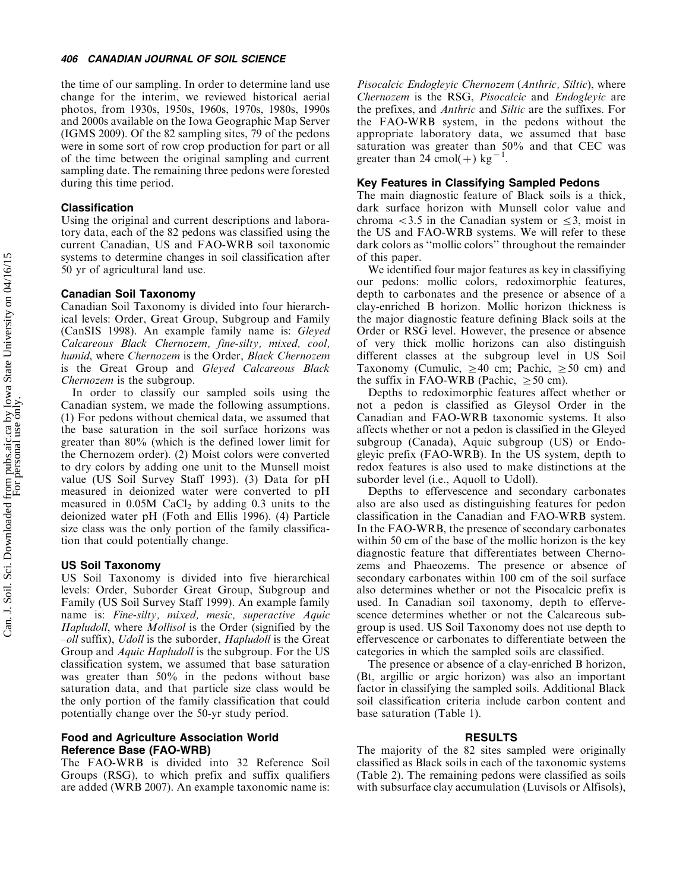the time of our sampling. In order to determine land use change for the interim, we reviewed historical aerial photos, from 1930s, 1950s, 1960s, 1970s, 1980s, 1990s and 2000s available on the Iowa Geographic Map Server (IGMS 2009). Of the 82 sampling sites, 79 of the pedons were in some sort of row crop production for part or all of the time between the original sampling and current sampling date. The remaining three pedons were forested during this time period.

### Classification

Using the original and current descriptions and laboratory data, each of the 82 pedons was classified using the current Canadian, US and FAO-WRB soil taxonomic systems to determine changes in soil classification after 50 yr of agricultural land use.

### Canadian Soil Taxonomy

Canadian Soil Taxonomy is divided into four hierarchical levels: Order, Great Group, Subgroup and Family (CanSIS 1998). An example family name is: *Gleyed Calcareous Black Chernozem, fine-silty, mixed, cool, humid*, where *Chernozem* is the Order, *Black Chernozem* is the Great Group and *Gleyed Calcareous Black Chernozem* is the subgroup.

In order to classify our sampled soils using the Canadian system, we made the following assumptions. (1) For pedons without chemical data, we assumed that the base saturation in the soil surface horizons was greater than 80% (which is the defined lower limit for the Chernozem order). (2) Moist colors were converted to dry colors by adding one unit to the Munsell moist value (US Soil Survey Staff 1993). (3) Data for pH measured in deionized water were converted to pH measured in 0.05M $CaCl_2$ by adding 0.3 units to the deionized water pH (Foth and Ellis 1996). (4) Particle size class was the only portion of the family classification that could potentially change.

### US Soil Taxonomy

US Soil Taxonomy is divided into five hierarchical levels: Order, Suborder Great Group, Subgroup and Family (US Soil Survey Staff 1999). An example family name is: *Fine-silty, mixed, mesic, superactive Aquic Hapludoll*, where *Mollisol* is the Order (signified by the *–oll* suffix), *Udoll* is the suborder, *Hapludoll* is the Great Group and *Aquic Hapludoll* is the subgroup. For the US classification system, we assumed that base saturation was greater than 50% in the pedons without base saturation data, and that particle size class would be the only portion of the family classification that could potentially change over the 50-yr study period.

### Food and Agriculture Association World Reference Base (FAO-WRB)

The FAO-WRB is divided into 32 Reference Soil Groups (RSG), to which prefix and suffix qualifiers are added (WRB 2007). An example taxonomic name is: *Pisocalcic Endogleyic Chernozem* (*Anthric, Siltic*), where *Chernozem* is the RSG, *Pisocalcic* and *Endogleyic* are the prefixes, and *Anthric* and *Siltic* are the suffixes. For the FAO-WRB system, in the pedons without the appropriate laboratory data, we assumed that base saturation was greater than 50% and that CEC was greater than 24 cmol(+) $kg^{-1}$.

### Key Features in Classifying Sampled Pedons

The main diagnostic feature of Black soils is a thick, dark surface horizon with Munsell color value and chroma $<3.5$ in the Canadian system or $\leq 3$, moist in the US and FAO-WRB systems. We will refer to these dark colors as "mollic colors" throughout the remainder of this paper.

We identified four major features as key in classifiying our pedons: mollic colors, redoximorphic features, depth to carbonates and the presence or absence of a clay-enriched B horizon. Mollic horizon thickness is the major diagnostic feature defining Black soils at the Order or RSG level. However, the presence or absence of very thick mollic horizons can also distinguish different classes at the subgroup level in US Soil Taxonomy (Cumulic, $\geq 40$ cm; Pachic, $\geq 50$ cm) and the suffix in FAO-WRB (Pachic, $\geq 50$ cm).

Depths to redoximorphic features affect whether or not a pedon is classified as Gleysol Order in the Canadian and FAO-WRB taxonomic systems. It also affects whether or not a pedon is classified in the Gleyed subgroup (Canada), Aquic subgroup (US) or Endogleyic prefix (FAO-WRB). In the US system, depth to redox features is also used to make distinctions at the suborder level (i.e., Aquoll to Udoll).

Depths to effervescence and secondary carbonates also are also used as distinguishing features for pedon classification in the Canadian and FAO-WRB system. In the FAO-WRB, the presence of secondary carbonates within 50 cm of the base of the mollic horizon is the key diagnostic feature that differentiates between Chernozems and Phaeozems. The presence or absence of secondary carbonates within 100 cm of the soil surface also determines whether or not the Pisocalcic prefix is used. In Canadian soil taxonomy, depth to effervescence determines whether or not the Calcareous subgroup is used. US Soil Taxonomy does not use depth to effervescence or carbonates to differentiate between the categories in which the sampled soils are classified.

The presence or absence of a clay-enriched B horizon, (Bt, argillic or argic horizon) was also an important factor in classifying the sampled soils. Additional Black soil classification criteria include carbon content and base saturation (Table 1).

## RESULTS

The majority of the 82 sites sampled were originally classified as Black soils in each of the taxonomic systems (Table 2). The remaining pedons were classified as soils with subsurface clay accumulation (Luvisols or Alfisols),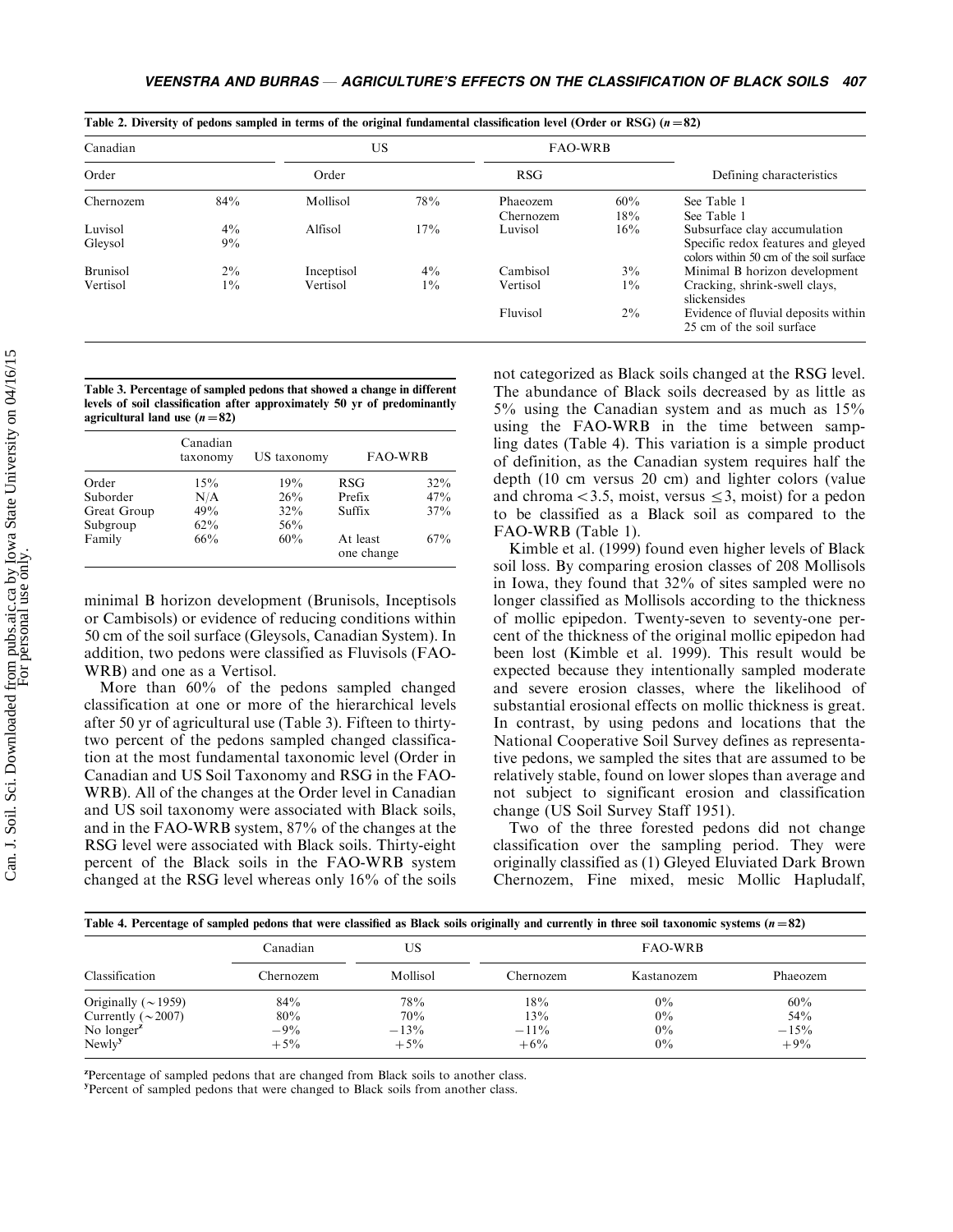Table 2. Diversity of pedons sampled in terms of the original fundamental classification level (Order or RSG) ($n = 82$)

| Canadian | | US | | FAO-WRB | | |
|---|---|---|---|---|---|---|
| Order | | Order | | RSG | | Defining characteristics |
| Chernozem | 84% | Mollisol | 78% | Phaeozem | 60% | See Table 1 |
| | | | | Chernozem | 18% | See Table 1 |
| Luvisol | 4% | Alfisol | 17% | Luvisol | 16% | Subsurface clay accumulation |
| Gleysol | 9% | | | | | Specific redox features and gleyed colors within 50 cm of the soil surface |
| Brunisol | 2% | Inceptisol | 4% | Cambisol | 3% | Minimal B horizon development |
| Vertisol | 1% | Vertisol | 1% | Vertisol | 1% | Cracking, shrink-swell clays, slickensides |
| | | | | Fluvisol | 2% | Evidence of fluvial deposits within 25 cm of the soil surface |

Table 3. Percentage of sampled pedons that showed a change in different levels of soil classification after approximately 50 yr of predominantly agricultural land use ($n = 82$)

| | Canadian taxonomy | US taxonomy | FAO-WRB | |
|---|---|---|---|---|
| Order | 15% | 19% | RSG | 32% |
| Suborder | N/A | 26% | Prefix | 47% |
| Great Group | 49% | 32% | Suffix | 37% |
| Subgroup | 62% | 56% | | |
| Family | 66% | 60% | At least one change | 67% |

minimal B horizon development (Brunisols, Inceptisols or Cambisols) or evidence of reducing conditions within 50 cm of the soil surface (Gleysols, Canadian System). In addition, two pedons were classified as Fluvisols (FAO-WRB) and one as a Vertisol.

More than 60% of the pedons sampled changed classification at one or more of the hierarchical levels after 50 yr of agricultural use (Table 3). Fifteen to thirty-two percent of the pedons sampled changed classification at the most fundamental taxonomic level (Order in Canadian and US Soil Taxonomy and RSG in the FAO-WRB). All of the changes at the Order level in Canadian and US soil taxonomy were associated with Black soils, and in the FAO-WRB system, 87% of the changes at the RSG level were associated with Black soils. Thirty-eight percent of the Black soils in the FAO-WRB system changed at the RSG level whereas only 16% of the soils not categorized as Black soils changed at the RSG level. The abundance of Black soils decreased by as little as 5% using the Canadian system and as much as 15% using the FAO-WRB in the time between sampling dates (Table 4). This variation is a simple product of definition, as the Canadian system requires half the depth (10 cm versus 20 cm) and lighter colors (value and chroma $<3.5$, moist, versus $\leq 3$, moist) for a pedon to be classified as a Black soil as compared to the FAO-WRB (Table 1).

Kimble et al. (1999) found even higher levels of Black soil loss. By comparing erosion classes of 208 Mollisols in Iowa, they found that 32% of sites sampled were no longer classified as Mollisols according to the thickness of mollic epipedon. Twenty-seven to seventy-one percent of the thickness of the original mollic epipedon had been lost (Kimble et al. 1999). This result would be expected because they intentionally sampled moderate and severe erosion classes, where the likelihood of substantial erosional effects on mollic thickness is great. In contrast, by using pedons and locations that the National Cooperative Soil Survey defines as representative pedons, we sampled the sites that are assumed to be relatively stable, found on lower slopes than average and not subject to significant erosion and classification change (US Soil Survey Staff 1951).

Two of the three forested pedons did not change classification over the sampling period. They were originally classified as (1) Gleyed Eluviated Dark Brown Chernozem, Fine mixed, mesic Mollic Hapludalf,

Table 4. Percentage of sampled pedons that were classified as Black soils originally and currently in three soil taxonomic systems ($n = 82$)

| | Canadian | US | FAO-WRB | | |
|---|---|---|---|---|---|
| Classification | Chernozem | Mollisol | Chernozem | Kastanozem | Phaeozem |
| Originally (~1959) | 84% | 78% | 18% | 0% | 60% |
| Currently (~2007) | 80% | 70% | 13% | 0% | 54% |
| No longer[z] | −9% | −13% | −11% | 0% | −15% |
| Newly[y] | +5% | +5% | +6% | 0% | +9% |

[z]Percentage of sampled pedons that are changed from Black soils to another class.
[y]Percent of sampled pedons that were changed to Black soils from another class.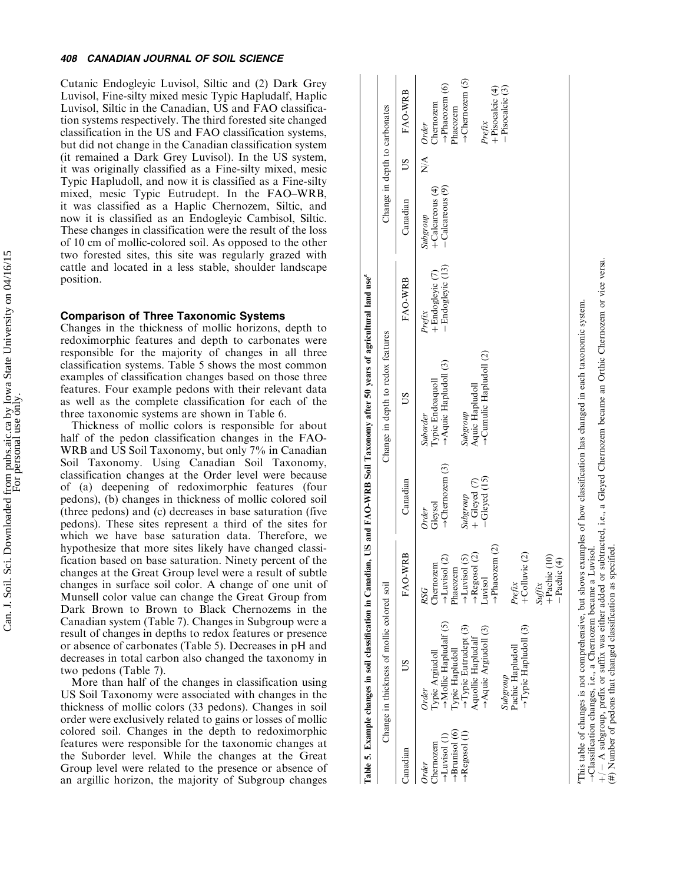Cutanic Endogleyic Luvisol, Siltic and (2) Dark Grey Luvisol, Fine-silty mixed mesic Typic Hapludalf, Haplic Luvisol, Siltic in the Canadian, US and FAO classification systems respectively. The third forested site changed classification in the US and FAO classification systems, but did not change in the Canadian classification system (it remained a Dark Grey Luvisol). In the US system, it was originally classified as a Fine-silty mixed, mesic Typic Hapludoll, and now it is classified as a Fine-silty mixed, mesic Typic Eutrudept. In the FAO–WRB, it was classified as a Haplic Chernozem, Siltic, and now it is classified as an Endogleyic Cambisol, Siltic. These changes in classification were the result of the loss of 10 cm of mollic-colored soil. As opposed to the other two forested sites, this site was regularly grazed with cattle and located in a less stable, shoulder landscape position.

### Comparison of Three Taxonomic Systems

Changes in the thickness of mollic horizons, depth to redoximorphic features and depth to carbonates were responsible for the majority of changes in all three classification systems. Table 5 shows the most common examples of classification changes based on those three features. Four example pedons with their relevant data as well as the complete classification for each of the three taxonomic systems are shown in Table 6.

Thickness of mollic colors is responsible for about half of the pedon classification changes in the FAO-WRB and US Soil Taxonomy, but only 7% in Canadian Soil Taxonomy. Using Canadian Soil Taxonomy, classification changes at the Order level were because of (a) deepening of redoximorphic features (four pedons), (b) changes in thickness of mollic colored soil (three pedons) and (c) decreases in base saturation (five pedons). These sites represent a third of the sites for which we have base saturation data. Therefore, we hypothesize that more sites likely have changed classification based on base saturation. Ninety percent of the changes at the Great Group level were a result of subtle changes in surface soil color. A change of one unit of Munsell color value can change the Great Group from Dark Brown to Brown to Black Chernozems in the Canadian system (Table 7). Changes in Subgroup were a result of changes in depths to redox features or presence or absence of carbonates (Table 5). Decreases in pH and decreases in total carbon also changed the taxonomy in two pedons (Table 7).

More than half of the changes in classification using US Soil Taxonomy were associated with changes in the thickness of mollic colors (33 pedons). Changes in soil order were exclusively related to gains or losses of mollic colored soil. Changes in the depth to redoximorphic features were responsible for the taxonomic changes at the Suborder level. While the changes at the Great Group level were related to the presence or absence of an argillic horizon, the majority of Subgroup changes

**Table 5. Example changes in soil classification in Canadian, US and FAO-WRB Soil Taxonomy after 50 years of agricultural land use**[z]

| Change in thickness of mollic colored soil | | | Change in depth to redox features | | | Change in depth to carbonates | | |
|---|---|---|---|---|---|---|---|---|
| Canadian | US | FAO-WRB | Canadian | US | FAO-WRB | Canadian | US | FAO-WRB |
| *Order*<br>Chernozem<br>→Luvisol (1)<br>→Brunisol (6)<br>→Regosol (1) | *Order*<br>Typic Argiudoll<br>→Mollic Hapludalf (5)<br>Typic Hapludoll<br>→Typic Eutrudept (3)<br>Aquollic Hapludalf<br>→Aquic Argiudoll (3)<br><br>*Subgroup*<br>Pachic Hapludoll<br>→Typic Hapludoll (3) | *RSG*<br>Chernozem<br>→Luvisol (2)<br>Phaeozem<br>→Luvisol (5)<br>→Regosol (2)<br>Luvisol<br>→Phaeozem (2)<br><br>*Prefix*<br>+Colluvic (2)<br><br>*Suffix*<br>+Pachic (10)<br>−Pachic (4) | *Order*<br>Gleysol<br>→Chernozem (3)<br><br>*Subgroup*<br>+ Gleyed (7)<br>−Gleyed (15) | *Suborder*<br>Typic Endoaquoll<br>→Aquic Hapludoll (3)<br><br>*Subgroup*<br>Aquic Hapludoll<br>→Cumulic Hapludoll (2) | *Prefix*<br>+Endogleyic (7)<br>−Endogleyic (13) | *Subgroup*<br>+Calcareous (4)<br>−Calcareous (9) | N/A | *Order*<br>Chernozem<br>→Phaeozem (6)<br>Phaeozem<br>→Chernozem (5)<br><br>*Prefix*<br>+Pisocalcic (4)<br>−Pisocalcic (3) |

[z]This table of changes is not comprehensive, but shows examples of how classification has changed in each taxonomic system.
→Classification changes, i.e., a Chernozem became a Luvisol.
+/− A subgroup, prefix or suffix was either added or subtracted, i.e., a Gleyed Chernozem became an Orthic Chernozem or vice versa.
(#) Number of pedons that changed classification as specified.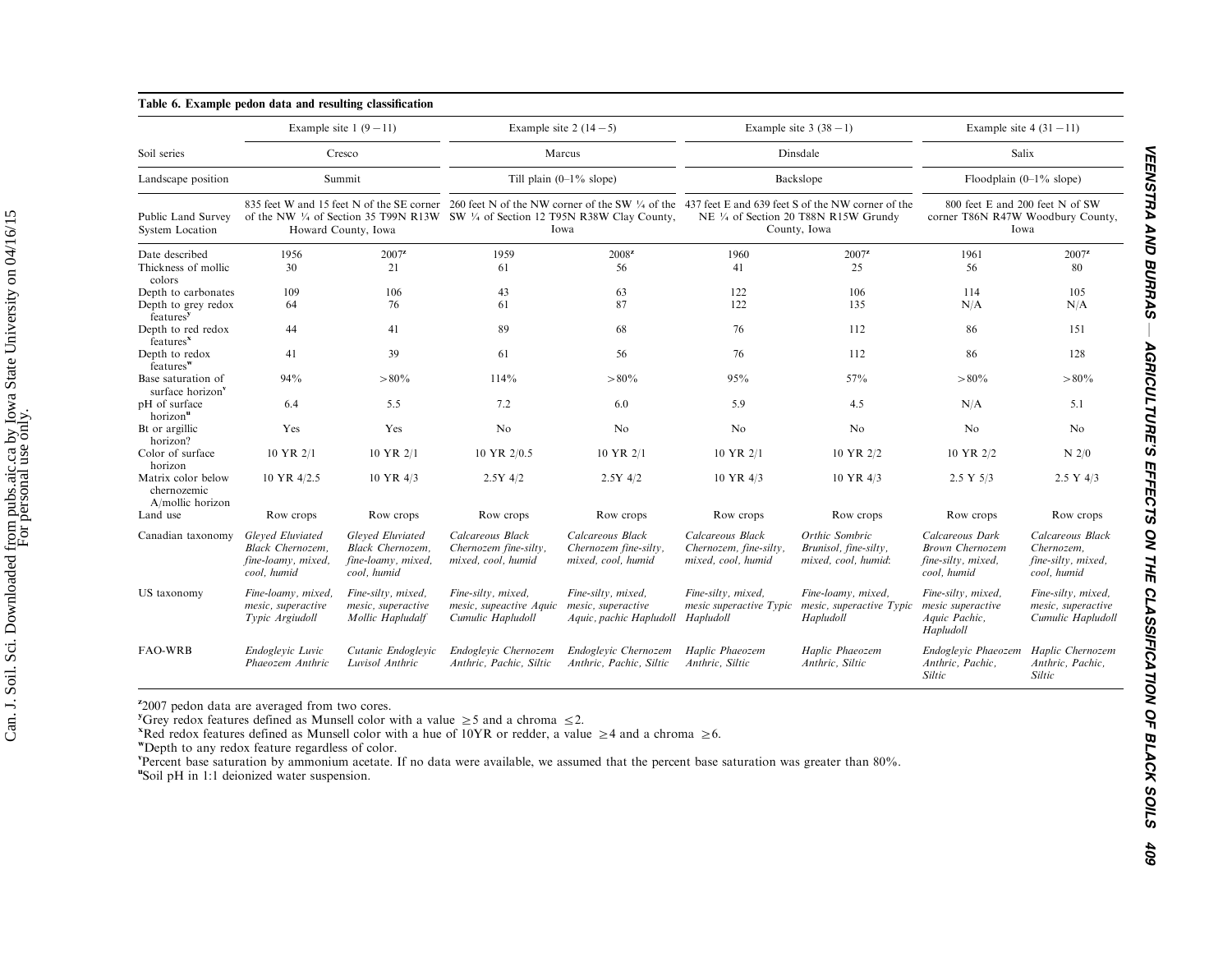**Table 6. Example pedon data and resulting classification**

| | Example site 1 (9 −11) | | Example site 2 (14 −5) | | Example site 3 (38 −1) | | Example site 4 (31 −11) | |
|---|---|---|---|---|---|---|---|---|
| Soil series | Cresco | | Marcus | | Dinsdale | | Salix | |
| Landscape position | Summit | | Till plain (0–1% slope) | | Backslope | | Floodplain (0–1% slope) | |
| Public Land Survey System Location | 835 feet W and 15 feet N of the SE corner of the NW ¼ of Section 35 T99N R13W Howard County, Iowa | | 260 feet N of the NW corner of the SW ¼ of the SW ¼ of Section 12 T95N R38W Clay County, Iowa | | 437 feet E and 639 feet S of the NW corner of the NE ¼ of Section 20 T88N R15W Grundy County, Iowa | | 800 feet E and 200 feet N of SW corner T86N R47W Woodbury County, Iowa | |
| Date described | 1956 | 2007[z] | 1959 | 2008[z] | 1960 | 2007[z] | 1961 | 2007[z] |
| Thickness of mollic colors | 30 | 21 | 61 | 56 | 41 | 25 | 56 | 80 |
| Depth to carbonates | 109 | 106 | 43 | 63 | 122 | 106 | 114 | 105 |
| Depth to grey redox features[y] | 64 | 76 | 61 | 87 | 122 | 135 | N/A | N/A |
| Depth to red redox features[x] | 44 | 41 | 89 | 68 | 76 | 112 | 86 | 151 |
| Depth to redox features[w] | 41 | 39 | 61 | 56 | 76 | 112 | 86 | 128 |
| Base saturation of surface horizon[v] | 94% | >80% | 114% | >80% | 95% | 57% | >80% | >80% |
| pH of surface horizon[u] | 6.4 | 5.5 | 7.2 | 6.0 | 5.9 | 4.5 | N/A | 5.1 |
| Bt or argillic horizon? | Yes | Yes | No | No | No | No | No | No |
| Color of surface horizon | 10 YR 2/1 | 10 YR 2/1 | 10 YR 2/0.5 | 10 YR 2/1 | 10 YR 2/1 | 10 YR 2/2 | 10 YR 2/2 | N 2/0 |
| Matrix color below chernozemic A/mollic horizon | 10 YR 4/2.5 | 10 YR 4/3 | 2.5Y 4/2 | 2.5Y 4/2 | 10 YR 4/3 | 10 YR 4/3 | 2.5 Y 5/3 | 2.5 Y 4/3 |
| Land use | Row crops | Row crops | Row crops | Row crops | Row crops | Row crops | Row crops | Row crops |
| Canadian taxonomy | *Gleyed Eluviated Black Chernozem, fine-loamy, mixed, cool, humid* | *Gleyed Eluviated Black Chernozem, fine-loamy, mixed, cool, humid* | *Calcareous Black Chernozem fine-silty, mixed, cool, humid* | *Calcareous Black Chernozem fine-silty, mixed, cool, humid* | *Calcareous Black Chernozem, fine-silty, mixed, cool, humid* | *Orthic Sombric Brunisol, fine-silty, mixed, cool, humid:* | *Calcareous Dark Brown Chernozem fine-silty, mixed, cool, humid* | *Calcareous Black Chernozem, fine-silty, mixed, cool, humid* |
| US taxonomy | *Fine-loamy, mixed, mesic, superactive Typic Argiudoll* | *Fine-silty, mixed, mesic, superactive Mollic Hapludalf* | *Fine-silty, mixed, mesic, supeactive Aquic Cumulic Hapludoll* | *Fine-silty, mixed, mesic, superactive Aquic, pachic Hapludoll* | *Fine-silty, mixed, mesic superactive Typic Hapludoll* | *Fine-loamy, mixed, mesic, superactive Typic Hapludoll* | *Fine-silty, mixed, mesic superactive Aquic Pachic, Hapludoll* | *Fine-silty, mixed, mesic, superactive Cumulic Hapludoll* |
| FAO-WRB | *Endogleyic Luvic Phaeozem Anthric* | *Cutanic Endogleyic Luvisol Anthric* | *Endogleyic Chernozem Anthric, Pachic, Siltic* | *Endogleyic Chernozem Anthric, Pachic, Siltic* | *Haplic Phaeozem Anthric, Siltic* | *Haplic Phaeozem Anthric, Siltic* | *Endogleyic Phaeozem Anthric, Pachic, Siltic* | *Haplic Chernozem Anthric, Pachic, Siltic* |

[z]2007 pedon data are averaged from two cores.
[y]Grey redox features defined as Munsell color with a value ≥5 and a chroma ≤2.
[x]Red redox features defined as Munsell color with a hue of 10YR or redder, a value ≥4 and a chroma ≥6.
[w]Depth to any redox feature regardless of color.
[v]Percent base saturation by ammonium acetate. If no data were available, we assumed that the percent base saturation was greater than 80%.
[u]Soil pH in 1:1 deionized water suspension.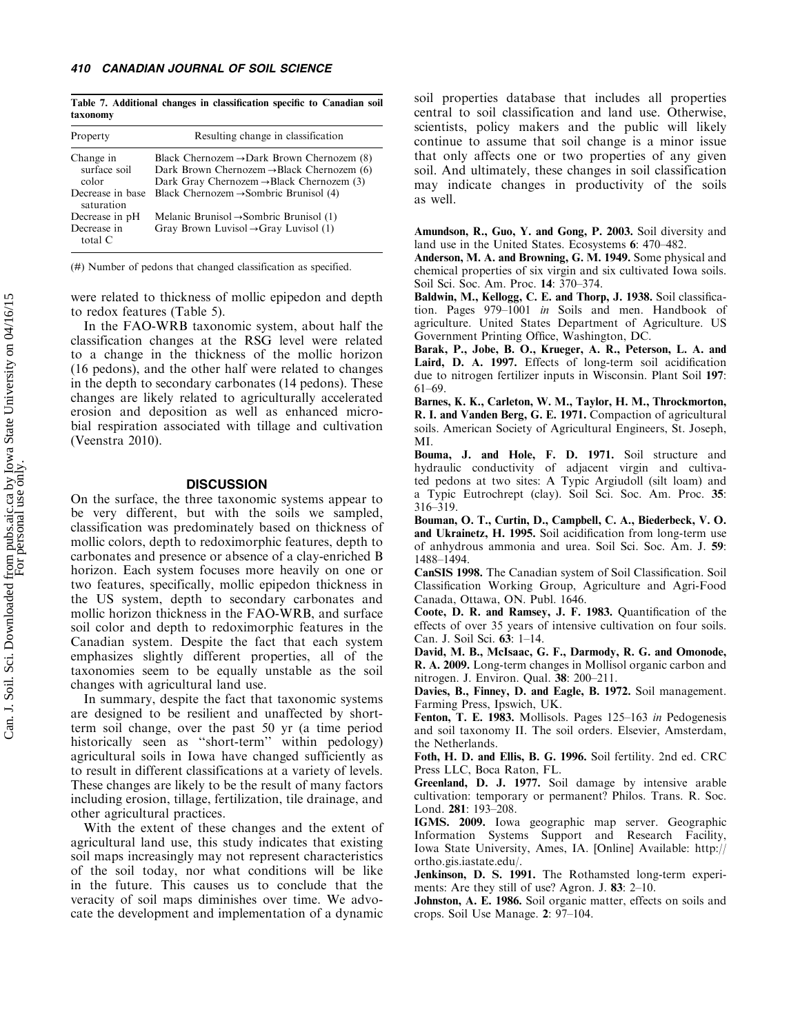Table 7. Additional changes in classification specific to Canadian soil taxonomy

| Property | Resulting change in classification |
|---|---|
| Change in surface soil color | Black Chernozem →Dark Brown Chernozem (8)<br>Dark Brown Chernozem →Black Chernozem (6)<br>Dark Gray Chernozem →Black Chernozem (3) |
| Decrease in base saturation | Black Chernozem →Sombric Brunisol (4) |
| Decrease in pH | Melanic Brunisol →Sombric Brunisol (1) |
| Decrease in total C | Gray Brown Luvisol →Gray Luvisol (1) |

(#) Number of pedons that changed classification as specified.

were related to thickness of mollic epipedon and depth to redox features (Table 5).

In the FAO-WRB taxonomic system, about half the classification changes at the RSG level were related to a change in the thickness of the mollic horizon (16 pedons), and the other half were related to changes in the depth to secondary carbonates (14 pedons). These changes are likely related to agriculturally accelerated erosion and deposition as well as enhanced microbial respiration associated with tillage and cultivation (Veenstra 2010).

## DISCUSSION

On the surface, the three taxonomic systems appear to be very different, but with the soils we sampled, classification was predominately based on thickness of mollic colors, depth to redoximorphic features, depth to carbonates and presence or absence of a clay-enriched B horizon. Each system focuses more heavily on one or two features, specifically, mollic epipedon thickness in the US system, depth to secondary carbonates and mollic horizon thickness in the FAO-WRB, and surface soil color and depth to redoximorphic features in the Canadian system. Despite the fact that each system emphasizes slightly different properties, all of the taxonomies seem to be equally unstable as the soil changes with agricultural land use.

In summary, despite the fact that taxonomic systems are designed to be resilient and unaffected by short-term soil change, over the past 50 yr (a time period historically seen as "short-term" within pedology) agricultural soils in Iowa have changed sufficiently as to result in different classifications at a variety of levels. These changes are likely to be the result of many factors including erosion, tillage, fertilization, tile drainage, and other agricultural practices.

With the extent of these changes and the extent of agricultural land use, this study indicates that existing soil maps increasingly may not represent characteristics of the soil today, nor what conditions will be like in the future. This causes us to conclude that the veracity of soil maps diminishes over time. We advocate the development and implementation of a dynamic soil properties database that includes all properties central to soil classification and land use. Otherwise, scientists, policy makers and the public will likely continue to assume that soil change is a minor issue that only affects one or two properties of any given soil. And ultimately, these changes in soil classification may indicate changes in productivity of the soils as well.

**Amundson, R., Guo, Y. and Gong, P. 2003.** Soil diversity and land use in the United States. Ecosystems **6**: 470–482.

**Anderson, M. A. and Browning, G. M. 1949.** Some physical and chemical properties of six virgin and six cultivated Iowa soils. Soil Sci. Soc. Am. Proc. **14**: 370–374.

**Baldwin, M., Kellogg, C. E. and Thorp, J. 1938.** Soil classification. Pages 979–1001 *in* Soils and men. Handbook of agriculture. United States Department of Agriculture. US Government Printing Office, Washington, DC.

**Barak, P., Jobe, B. O., Krueger, A. R., Peterson, L. A. and Laird, D. A. 1997.** Effects of long-term soil acidification due to nitrogen fertilizer inputs in Wisconsin. Plant Soil **197**: 61–69.

**Barnes, K. K., Carleton, W. M., Taylor, H. M., Throckmorton, R. I. and Vanden Berg, G. E. 1971.** Compaction of agricultural soils. American Society of Agricultural Engineers, St. Joseph, MI.

**Bouma, J. and Hole, F. D. 1971.** Soil structure and hydraulic conductivity of adjacent virgin and cultivated pedons at two sites: A Typic Argiudoll (silt loam) and a Typic Eutrochrept (clay). Soil Sci. Soc. Am. Proc. **35**: 316–319.

**Bouman, O. T., Curtin, D., Campbell, C. A., Biederbeck, V. O. and Ukrainetz, H. 1995.** Soil acidification from long-term use of anhydrous ammonia and urea. Soil Sci. Soc. Am. J. **59**: 1488–1494.

**CanSIS 1998.** The Canadian system of Soil Classification. Soil Classification Working Group, Agriculture and Agri-Food Canada, Ottawa, ON. Publ. 1646.

**Coote, D. R. and Ramsey, J. F. 1983.** Quantification of the effects of over 35 years of intensive cultivation on four soils. Can. J. Soil Sci. **63**: 1–14.

**David, M. B., McIsaac, G. F., Darmody, R. G. and Omonode, R. A. 2009.** Long-term changes in Mollisol organic carbon and nitrogen. J. Environ. Qual. **38**: 200–211.

**Davies, B., Finney, D. and Eagle, B. 1972.** Soil management. Farming Press, Ipswich, UK.

**Fenton, T. E. 1983.** Mollisols. Pages 125–163 *in* Pedogenesis and soil taxonomy II. The soil orders. Elsevier, Amsterdam, the Netherlands.

**Foth, H. D. and Ellis, B. G. 1996.** Soil fertility. 2nd ed. CRC Press LLC, Boca Raton, FL.

**Greenland, D. J. 1977.** Soil damage by intensive arable cultivation: temporary or permanent? Philos. Trans. R. Soc. Lond. **281**: 193–208.

**IGMS. 2009.** Iowa geographic map server. Geographic Information Systems Support and Research Facility, Iowa State University, Ames, IA. [Online] Available: http://ortho.gis.iastate.edu/.

**Jenkinson, D. S. 1991.** The Rothamsted long-term experiments: Are they still of use? Agron. J. **83**: 2–10.

**Johnston, A. E. 1986.** Soil organic matter, effects on soils and crops. Soil Use Manage. **2**: 97–104.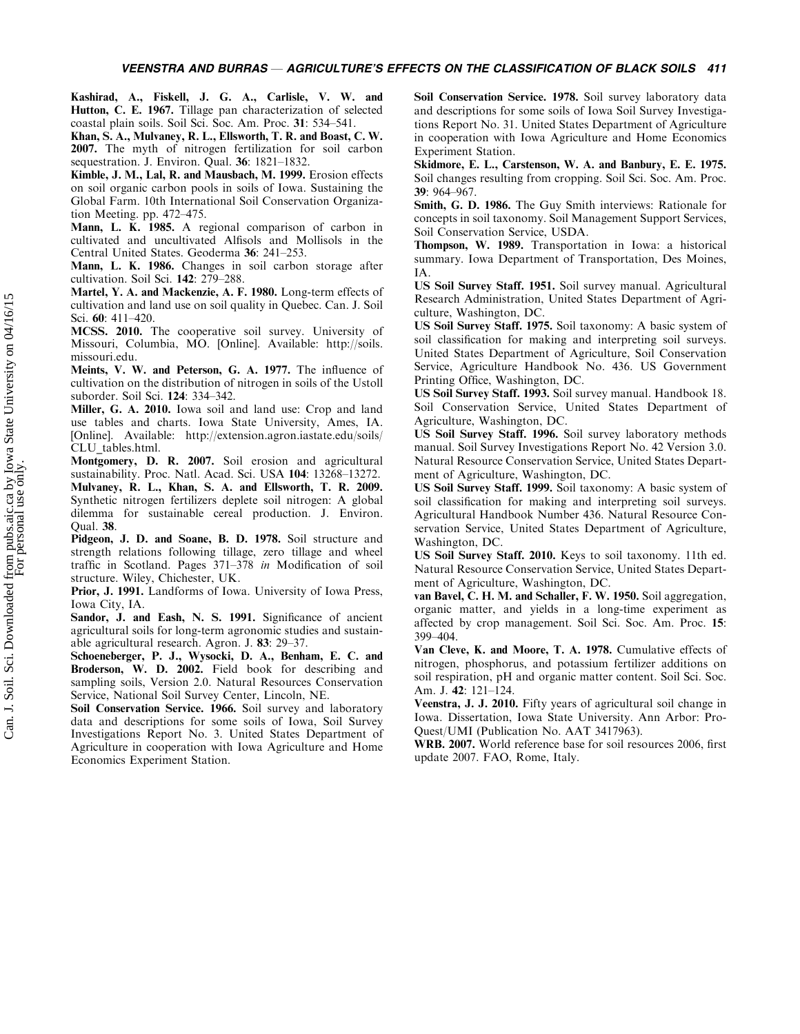**Kashirad, A., Fiskell, J. G. A., Carlisle, V. W. and Hutton, C. E. 1967.** Tillage pan characterization of selected coastal plain soils. Soil Sci. Soc. Am. Proc. **31**: 534–541.

**Khan, S. A., Mulvaney, R. L., Ellsworth, T. R. and Boast, C. W. 2007.** The myth of nitrogen fertilization for soil carbon sequestration. J. Environ. Qual. **36**: 1821–1832.

**Kimble, J. M., Lal, R. and Mausbach, M. 1999.** Erosion effects on soil organic carbon pools in soils of Iowa. Sustaining the Global Farm. 10th International Soil Conservation Organization Meeting. pp. 472–475.

**Mann, L. K. 1985.** A regional comparison of carbon in cultivated and uncultivated Alfisols and Mollisols in the Central United States. Geoderma **36**: 241–253.

**Mann, L. K. 1986.** Changes in soil carbon storage after cultivation. Soil Sci. **142**: 279–288.

**Martel, Y. A. and Mackenzie, A. F. 1980.** Long-term effects of cultivation and land use on soil quality in Quebec. Can. J. Soil Sci. **60**: 411–420.

**MCSS. 2010.** The cooperative soil survey. University of Missouri, Columbia, MO. [Online]. Available: http://soils.missouri.edu.

**Meints, V. W. and Peterson, G. A. 1977.** The influence of cultivation on the distribution of nitrogen in soils of the Ustoll suborder. Soil Sci. **124**: 334–342.

**Miller, G. A. 2010.** Iowa soil and land use: Crop and land use tables and charts. Iowa State University, Ames, IA. [Online]. Available: http://extension.agron.iastate.edu/soils/CLU_tables.html.

**Montgomery, D. R. 2007.** Soil erosion and agricultural sustainability. Proc. Natl. Acad. Sci. USA **104**: 13268–13272.

**Mulvaney, R. L., Khan, S. A. and Ellsworth, T. R. 2009.** Synthetic nitrogen fertilizers deplete soil nitrogen: A global dilemma for sustainable cereal production. J. Environ. Qual. **38**.

**Pidgeon, J. D. and Soane, B. D. 1978.** Soil structure and strength relations following tillage, zero tillage and wheel traffic in Scotland. Pages 371–378 *in* Modification of soil structure. Wiley, Chichester, UK.

**Prior, J. 1991.** Landforms of Iowa. University of Iowa Press, Iowa City, IA.

**Sandor, J. and Eash, N. S. 1991.** Significance of ancient agricultural soils for long-term agronomic studies and sustainable agricultural research. Agron. J. **83**: 29–37.

**Schoeneberger, P. J., Wysocki, D. A., Benham, E. C. and Broderson, W. D. 2002.** Field book for describing and sampling soils, Version 2.0. Natural Resources Conservation Service, National Soil Survey Center, Lincoln, NE.

**Soil Conservation Service. 1966.** Soil survey and laboratory data and descriptions for some soils of Iowa, Soil Survey Investigations Report No. 3. United States Department of Agriculture in cooperation with Iowa Agriculture and Home Economics Experiment Station.

**Soil Conservation Service. 1978.** Soil survey laboratory data and descriptions for some soils of Iowa Soil Survey Investigations Report No. 31. United States Department of Agriculture in cooperation with Iowa Agriculture and Home Economics Experiment Station.

**Skidmore, E. L., Carstenson, W. A. and Banbury, E. E. 1975.** Soil changes resulting from cropping. Soil Sci. Soc. Am. Proc. **39**: 964–967.

**Smith, G. D. 1986.** The Guy Smith interviews: Rationale for concepts in soil taxonomy. Soil Management Support Services, Soil Conservation Service, USDA.

**Thompson, W. 1989.** Transportation in Iowa: a historical summary. Iowa Department of Transportation, Des Moines, IA.

**US Soil Survey Staff. 1951.** Soil survey manual. Agricultural Research Administration, United States Department of Agriculture, Washington, DC.

**US Soil Survey Staff. 1975.** Soil taxonomy: A basic system of soil classification for making and interpreting soil surveys. United States Department of Agriculture, Soil Conservation Service, Agriculture Handbook No. 436. US Government Printing Office, Washington, DC.

**US Soil Survey Staff. 1993.** Soil survey manual. Handbook 18. Soil Conservation Service, United States Department of Agriculture, Washington, DC.

**US Soil Survey Staff. 1996.** Soil survey laboratory methods manual. Soil Survey Investigations Report No. 42 Version 3.0. Natural Resource Conservation Service, United States Department of Agriculture, Washington, DC.

**US Soil Survey Staff. 1999.** Soil taxonomy: A basic system of soil classification for making and interpreting soil surveys. Agricultural Handbook Number 436. Natural Resource Conservation Service, United States Department of Agriculture, Washington, DC.

**US Soil Survey Staff. 2010.** Keys to soil taxonomy. 11th ed. Natural Resource Conservation Service, United States Department of Agriculture, Washington, DC.

**van Bavel, C. H. M. and Schaller, F. W. 1950.** Soil aggregation, organic matter, and yields in a long-time experiment as affected by crop management. Soil Sci. Soc. Am. Proc. **15**: 399–404.

**Van Cleve, K. and Moore, T. A. 1978.** Cumulative effects of nitrogen, phosphorus, and potassium fertilizer additions on soil respiration, pH and organic matter content. Soil Sci. Soc. Am. J. **42**: 121–124.

**Veenstra, J. J. 2010.** Fifty years of agricultural soil change in Iowa. Dissertation, Iowa State University. Ann Arbor: ProQuest/UMI (Publication No. AAT 3417963).

**WRB. 2007.** World reference base for soil resources 2006, first update 2007. FAO, Rome, Italy.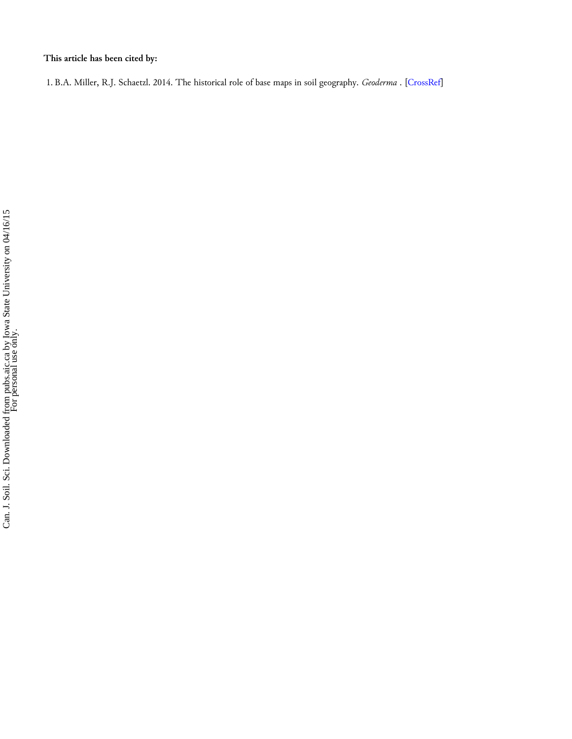**This article has been cited by:**

1. B.A. Miller, R.J. Schaetzl. 2014. The historical role of base maps in soil geography. *Geoderma* . [CrossRef]